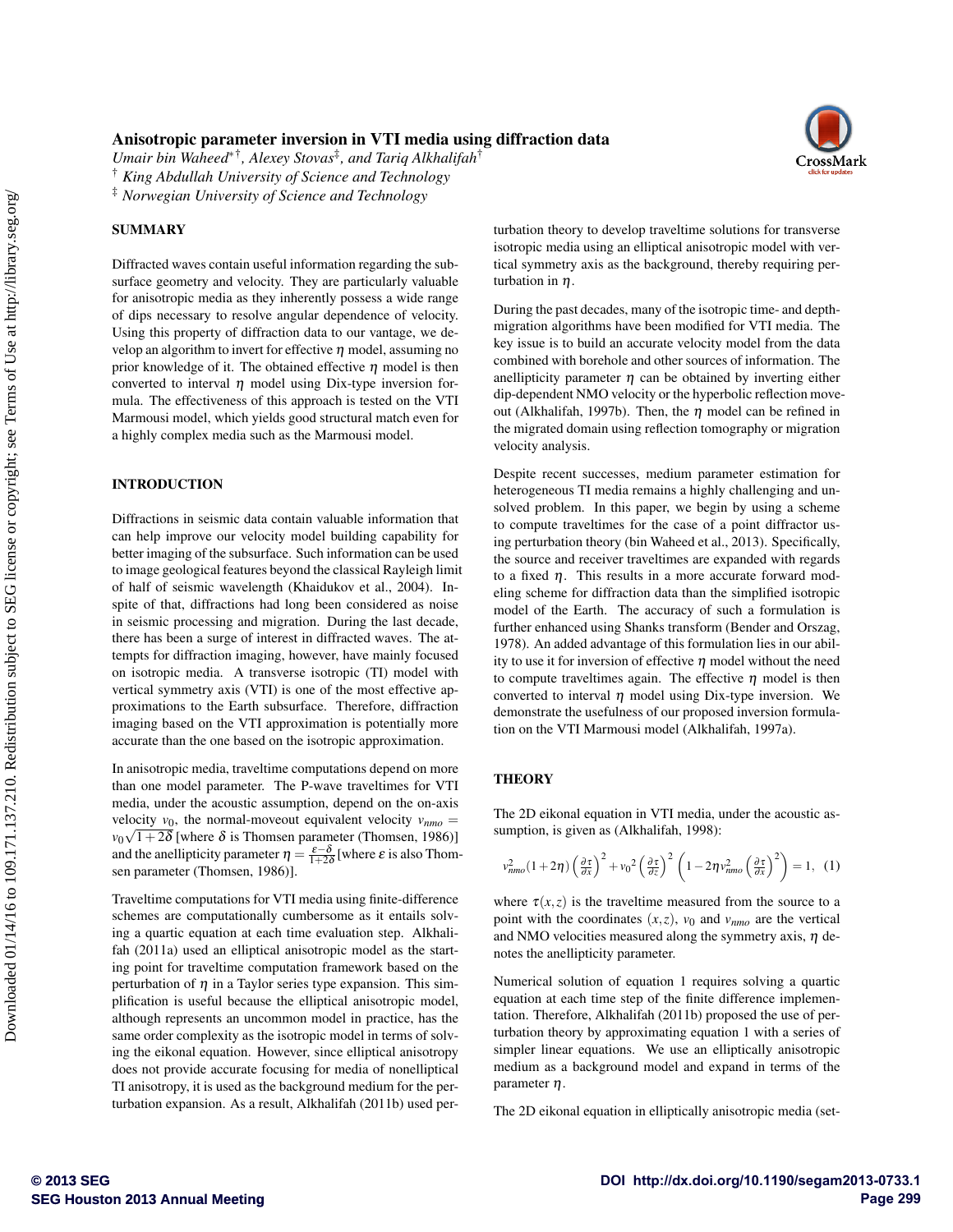# Anisotropic parameter inversion in VTI media using diffraction data

*Umair bin Waheed*[*†], *Alexey Stovas*[‡], *and Tariq Alkhalifah*[†]

[†] *King Abdullah University of Science and Technology*

[‡] *Norwegian University of Science and Technology*

## SUMMARY

Diffracted waves contain useful information regarding the subsurface geometry and velocity. They are particularly valuable for anisotropic media as they inherently possess a wide range of dips necessary to resolve angular dependence of velocity. Using this property of diffraction data to our vantage, we develop an algorithm to invert for effective $\eta$ model, assuming no prior knowledge of it. The obtained effective $\eta$ model is then converted to interval $\eta$ model using Dix-type inversion formula. The effectiveness of this approach is tested on the VTI Marmousi model, which yields good structural match even for a highly complex media such as the Marmousi model.

## INTRODUCTION

Diffractions in seismic data contain valuable information that can help improve our velocity model building capability for better imaging of the subsurface. Such information can be used to image geological features beyond the classical Rayleigh limit of half of seismic wavelength (Khaidukov et al., 2004). In spite of that, diffractions had long been considered as noise in seismic processing and migration. During the last decade, there has been a surge of interest in diffracted waves. The attempts for diffraction imaging, however, have mainly focused on isotropic media. A transverse isotropic (TI) model with vertical symmetry axis (VTI) is one of the most effective approximations to the Earth subsurface. Therefore, diffraction imaging based on the VTI approximation is potentially more accurate than the one based on the isotropic approximation.

In anisotropic media, traveltime computations depend on more than one model parameter. The P-wave traveltimes for VTI media, under the acoustic assumption, depend on the on-axis velocity $v_0$, the normal-moveout equivalent velocity $v_{nmo} = v_0\sqrt{1+2\delta}$ [where $\delta$ is Thomsen parameter (Thomsen, 1986)] and the anellipticity parameter $\eta = \frac{\varepsilon-\delta}{1+2\delta}$ [where $\varepsilon$ is also Thomsen parameter (Thomsen, 1986)].

Traveltime computations for VTI media using finite-difference schemes are computationally cumbersome as it entails solving a quartic equation at each time evaluation step. Alkhalifah (2011a) used an elliptical anisotropic model as the starting point for traveltime computation framework based on the perturbation of $\eta$ in a Taylor series type expansion. This simplification is useful because the elliptical anisotropic model, although represents an uncommon model in practice, has the same order complexity as the isotropic model in terms of solving the eikonal equation. However, since elliptical anisotropy does not provide accurate focusing for media of nonelliptical TI anisotropy, it is used as the background medium for the perturbation expansion. As a result, Alkhalifah (2011b) used perturbation theory to develop traveltime solutions for transverse isotropic media using an elliptical anisotropic model with vertical symmetry axis as the background, thereby requiring perturbation in $\eta$.

During the past decades, many of the isotropic time- and depth-migration algorithms have been modified for VTI media. The key issue is to build an accurate velocity model from the data combined with borehole and other sources of information. The anellipticity parameter $\eta$ can be obtained by inverting either dip-dependent NMO velocity or the hyperbolic reflection moveout (Alkhalifah, 1997b). Then, the $\eta$ model can be refined in the migrated domain using reflection tomography or migration velocity analysis.

Despite recent successes, medium parameter estimation for heterogeneous TI media remains a highly challenging and unsolved problem. In this paper, we begin by using a scheme to compute traveltimes for the case of a point diffractor using perturbation theory (bin Waheed et al., 2013). Specifically, the source and receiver traveltimes are expanded with regards to a fixed $\eta$. This results in a more accurate forward modeling scheme for diffraction data than the simplified isotropic model of the Earth. The accuracy of such a formulation is further enhanced using Shanks transform (Bender and Orszag, 1978). An added advantage of this formulation lies in our ability to use it for inversion of effective $\eta$ model without the need to compute traveltimes again. The effective $\eta$ model is then converted to interval $\eta$ model using Dix-type inversion. We demonstrate the usefulness of our proposed inversion formulation on the VTI Marmousi model (Alkhalifah, 1997a).

## THEORY

The 2D eikonal equation in VTI media, under the acoustic assumption, is given as (Alkhalifah, 1998):

$$v_{nmo}^2(1+2\eta)\left(\frac{\partial\tau}{\partial x}\right)^2 + {v_0}^2\left(\frac{\partial\tau}{\partial z}\right)^2\left(1-2\eta v_{nmo}^2\left(\frac{\partial\tau}{\partial x}\right)^2\right) = 1, \quad (1)$$

where $\tau(x,z)$ is the traveltime measured from the source to a point with the coordinates $(x,z)$, $v_0$ and $v_{nmo}$ are the vertical and NMO velocities measured along the symmetry axis, $\eta$ denotes the anellipticity parameter.

Numerical solution of equation 1 requires solving a quartic equation at each time step of the finite difference implementation. Therefore, Alkhalifah (2011b) proposed the use of perturbation theory by approximating equation 1 with a series of simpler linear equations. We use an elliptically anisotropic medium as a background model and expand in terms of the parameter $\eta$.

The 2D eikonal equation in elliptically anisotropic media (set-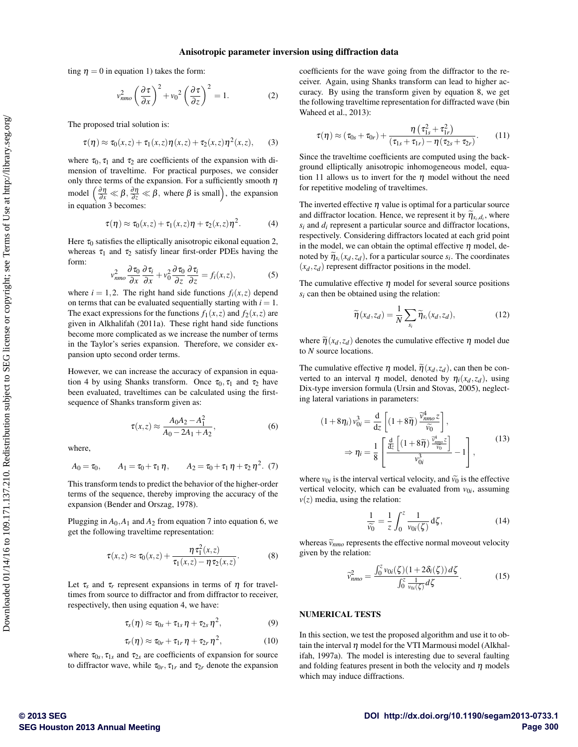ting $\eta = 0$ in equation 1) takes the form:

$$v_{nmo}^2 \left(\frac{\partial \tau}{\partial x}\right)^2 + {v_0}^2 \left(\frac{\partial \tau}{\partial z}\right)^2 = 1. \tag{2}$$

The proposed trial solution is:

$$\tau(\eta) \approx \tau_0(x,z) + \tau_1(x,z)\eta(x,z) + \tau_2(x,z)\eta^2(x,z), \tag{3}$$

where $\tau_0, \tau_1$ and $\tau_2$ are coefficients of the expansion with dimension of traveltime. For practical purposes, we consider only three terms of the expansion. For a sufficiently smooth $\eta$ model $\left(\frac{\partial \eta}{\partial x} \ll \beta, \frac{\partial \eta}{\partial z} \ll \beta, \text{ where } \beta \text{ is small}\right)$, the expansion in equation 3 becomes:

$$\tau(\eta) \approx \tau_0(x,z) + \tau_1(x,z)\eta + \tau_2(x,z)\eta^2. \tag{4}$$

Here $\tau_0$ satisfies the elliptically anisotropic eikonal equation 2, whereas $\tau_1$ and $\tau_2$ satisfy linear first-order PDEs having the form:

$$v_{nmo}^2 \frac{\partial \tau_0}{\partial x}\frac{\partial \tau_i}{\partial x} + v_0^2 \frac{\partial \tau_0}{\partial z}\frac{\partial \tau_i}{\partial z} = f_i(x,z), \tag{5}$$

where $i = 1,2$. The right hand side functions $f_i(x,z)$ depend on terms that can be evaluated sequentially starting with $i = 1$. The exact expressions for the functions $f_1(x,z)$ and $f_2(x,z)$ are given in Alkhalifah (2011a). These right hand side functions become more complicated as we increase the number of terms in the Taylor's series expansion. Therefore, we consider expansion upto second order terms.

However, we can increase the accuracy of expansion in equation 4 by using Shanks transform. Once $\tau_0, \tau_1$ and $\tau_2$ have been evaluated, traveltimes can be calculated using the first-sequence of Shanks transform given as:

$$\tau(x,z) \approx \frac{A_0 A_2 - A_1^2}{A_0 - 2A_1 + A_2}, \tag{6}$$

where,

$$A_0 = \tau_0, \qquad A_1 = \tau_0 + \tau_1\,\eta, \qquad A_2 = \tau_0 + \tau_1\,\eta + \tau_2\,\eta^2. \tag{7}$$

This transform tends to predict the behavior of the higher-order terms of the sequence, thereby improving the accuracy of the expansion (Bender and Orszag, 1978).

Plugging in $A_0, A_1$ and $A_2$ from equation 7 into equation 6, we get the following traveltime representation:

$$\tau(x,z) \approx \tau_0(x,z) + \frac{\eta\,\tau_1^2(x,z)}{\tau_1(x,z) - \eta\,\tau_2(x,z)}. \tag{8}$$

Let $\tau_s$ and $\tau_r$ represent expansions in terms of $\eta$ for traveltimes from source to diffractor and from diffractor to receiver, respectively, then using equation 4, we have:

$$\tau_s(\eta) \approx \tau_{0s} + \tau_{1s}\,\eta + \tau_{2s}\,\eta^2, \tag{9}$$

$$\tau_r(\eta) \approx \tau_{0r} + \tau_{1r}\,\eta + \tau_{2r}\,\eta^2, \tag{10}$$

where $\tau_{0s}, \tau_{1s}$ and $\tau_{2s}$ are coefficients of expansion for source to diffractor wave, while $\tau_{0r}, \tau_{1r}$ and $\tau_{2r}$ denote the expansion coefficients for the wave going from the diffractor to the receiver. Again, using Shanks transform can lead to higher accuracy. By using the transform given by equation 8, we get the following traveltime representation for diffracted wave (bin Waheed et al., 2013):

$$\tau(\eta) \approx (\tau_{0s} + \tau_{0r}) + \frac{\eta\left(\tau_{1s}^2 + \tau_{1r}^2\right)}{(\tau_{1s} + \tau_{1r}) - \eta\,(\tau_{2s} + \tau_{2r})}. \tag{11}$$

Since the traveltime coefficients are computed using the background elliptically anisotropic inhomogeneous model, equation 11 allows us to invert for the $\eta$ model without the need for repetitive modeling of traveltimes.

The inverted effective $\eta$ value is optimal for a particular source and diffractor location. Hence, we represent it by $\widetilde{\eta}_{s_i,d_i}$, where $s_i$ and $d_i$ represent a particular source and diffractor locations, respectively. Considering diffractors located at each grid point in the model, we can obtain the optimal effective $\eta$ model, denoted by $\widetilde{\eta}_{s_i}(x_d, z_d)$, for a particular source $s_i$. The coordinates $(x_d, z_d)$ represent diffractor positions in the model.

The cumulative effective $\eta$ model for several source positions $s_i$ can then be obtained using the relation:

$$\widetilde{\eta}(x_d, z_d) = \frac{1}{N}\sum_{s_i} \widetilde{\eta}_{s_i}(x_d, z_d), \tag{12}$$

where $\widetilde{\eta}(x_d, z_d)$ denotes the cumulative effective $\eta$ model due to $N$ source locations.

The cumulative effective $\eta$ model, $\widetilde{\eta}(x_d, z_d)$, can then be converted to an interval $\eta$ model, denoted by $\eta_i(x_d, z_d)$, using Dix-type inversion formula (Ursin and Stovas, 2005), neglecting lateral variations in parameters:

$$\begin{aligned}
(1 + 8\eta_i)\,v_{0i}^3 &= \frac{\mathrm{d}}{\mathrm{d}z}\left[(1 + 8\widetilde{\eta})\,\frac{\widetilde{v}_{nmo}^4\, z}{\widetilde{v_0}}\right],\\
\Rightarrow \eta_i &= \frac{1}{8}\left[\frac{\frac{\mathrm{d}}{\mathrm{d}z}\left[(1 + 8\widetilde{\eta})\,\frac{\widetilde{v}_{nmo}^4\, z}{\widetilde{v_0}}\right]}{v_{0i}^3} - 1\right],
\end{aligned} \tag{13}$$

where $v_{0i}$ is the interval vertical velocity, and $\widetilde{v_0}$ is the effective vertical velocity, which can be evaluated from $v_{0i}$, assuming $v(z)$ media, using the relation:

$$\frac{1}{\widetilde{v_0}} = \frac{1}{z}\int_0^z \frac{1}{v_{0i}(\zeta)}\,\mathrm{d}\zeta, \tag{14}$$

whereas $\widetilde{v}_{nmo}$ represents the effective normal moveout velocity given by the relation:

$$\widetilde{v}_{nmo}^2 = \frac{\int_0^z v_{0i}(\zeta)(1 + 2\delta_i(\zeta))\,d\zeta}{\int_0^z \frac{1}{v_{0i}(\zeta)}\,d\zeta}. \tag{15}$$

## NUMERICAL TESTS

In this section, we test the proposed algorithm and use it to obtain the interval $\eta$ model for the VTI Marmousi model (Alkhalifah, 1997a). The model is interesting due to several faulting and folding features present in both the velocity and $\eta$ models which may induce diffractions.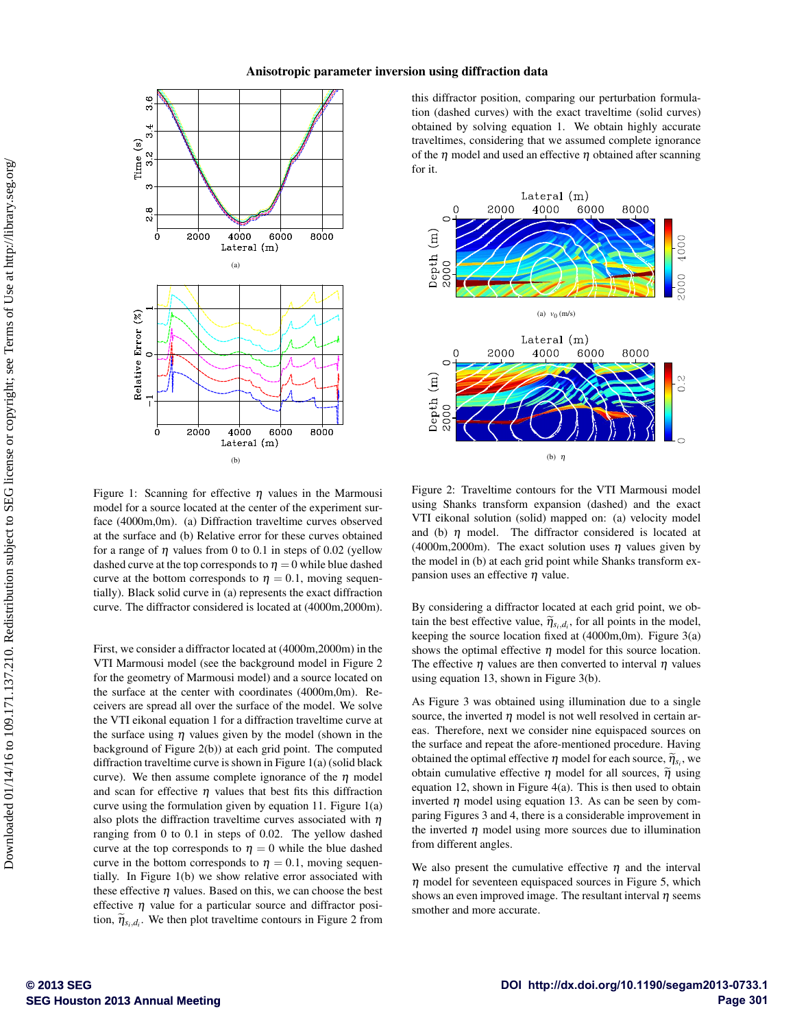Figure 1: Scanning for effective $\eta$ values in the Marmousi model for a source located at the center of the experiment surface (4000m,0m). (a) Diffraction traveltime curves observed at the surface and (b) Relative error for these curves obtained for a range of $\eta$ values from 0 to 0.1 in steps of 0.02 (yellow dashed curve at the top corresponds to $\eta = 0$ while blue dashed curve at the bottom corresponds to $\eta = 0.1$, moving sequentially). Black solid curve in (a) represents the exact diffraction curve. The diffractor considered is located at (4000m,2000m).

First, we consider a diffractor located at (4000m,2000m) in the VTI Marmousi model (see the background model in Figure 2 for the geometry of Marmousi model) and a source located on the surface at the center with coordinates (4000m,0m). Receivers are spread all over the surface of the model. We solve the VTI eikonal equation 1 for a diffraction traveltime curve at the surface using $\eta$ values given by the model (shown in the background of Figure 2(b)) at each grid point. The computed diffraction traveltime curve is shown in Figure 1(a) (solid black curve). We then assume complete ignorance of the $\eta$ model and scan for effective $\eta$ values that best fits this diffraction curve using the formulation given by equation 11. Figure 1(a) also plots the diffraction traveltime curves associated with $\eta$ ranging from 0 to 0.1 in steps of 0.02. The yellow dashed curve at the top corresponds to $\eta = 0$ while the blue dashed curve in the bottom corresponds to $\eta = 0.1$, moving sequentially. In Figure 1(b) we show relative error associated with these effective $\eta$ values. Based on this, we can choose the best effective $\eta$ value for a particular source and diffractor position, $\widetilde{\eta}_{s_i,d_i}$. We then plot traveltime contours in Figure 2 from this diffractor position, comparing our perturbation formulation (dashed curves) with the exact traveltime (solid curves) obtained by solving equation 1. We obtain highly accurate traveltimes, considering that we assumed complete ignorance of the $\eta$ model and used an effective $\eta$ obtained after scanning for it.

(a) $v_0$ (m/s)

(b) $\eta$

Figure 2: Traveltime contours for the VTI Marmousi model using Shanks transform expansion (dashed) and the exact VTI eikonal solution (solid) mapped on: (a) velocity model and (b) $\eta$ model. The diffractor considered is located at (4000m,2000m). The exact solution uses $\eta$ values given by the model in (b) at each grid point while Shanks transform expansion uses an effective $\eta$ value.

By considering a diffractor located at each grid point, we obtain the best effective value, $\widetilde{\eta}_{s_i,d_i}$, for all points in the model, keeping the source location fixed at (4000m,0m). Figure 3(a) shows the optimal effective $\eta$ model for this source location. The effective $\eta$ values are then converted to interval $\eta$ values using equation 13, shown in Figure 3(b).

As Figure 3 was obtained using illumination due to a single source, the inverted $\eta$ model is not well resolved in certain areas. Therefore, next we consider nine equispaced sources on the surface and repeat the afore-mentioned procedure. Having obtained the optimal effective $\eta$ model for each source, $\widetilde{\eta}_{s_i}$, we obtain cumulative effective $\eta$ model for all sources, $\widetilde{\eta}$ using equation 12, shown in Figure 4(a). This is then used to obtain inverted $\eta$ model using equation 13. As can be seen by comparing Figures 3 and 4, there is a considerable improvement in the inverted $\eta$ model using more sources due to illumination from different angles.

We also present the cumulative effective $\eta$ and the interval $\eta$ model for seventeen equispaced sources in Figure 5, which shows an even improved image. The resultant interval $\eta$ seems smother and more accurate.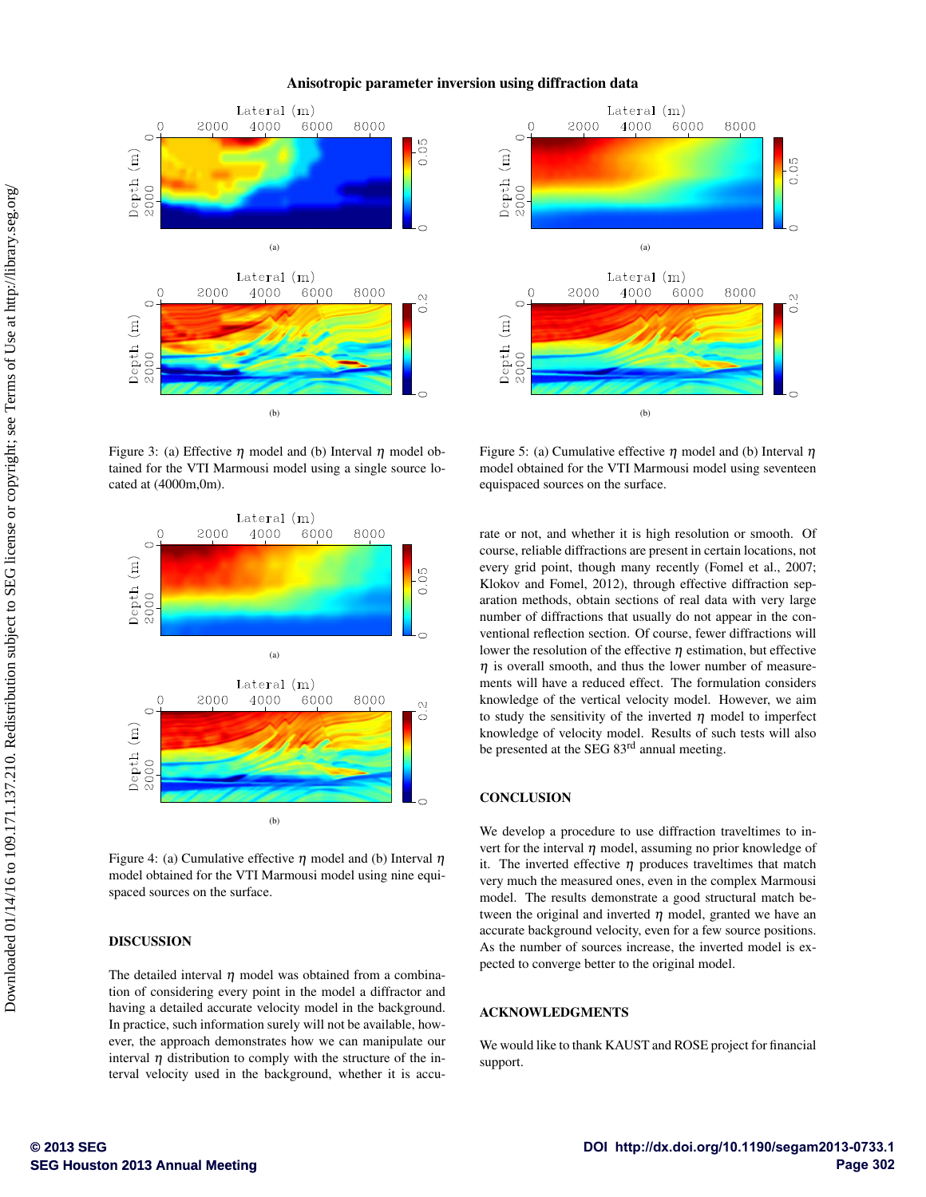Figure 3: (a) Effective $\eta$ model and (b) Interval $\eta$ model obtained for the VTI Marmousi model using a single source located at (4000m,0m).

Figure 4: (a) Cumulative effective $\eta$ model and (b) Interval $\eta$ model obtained for the VTI Marmousi model using nine equispaced sources on the surface.

## DISCUSSION

The detailed interval $\eta$ model was obtained from a combination of considering every point in the model a diffractor and having a detailed accurate velocity model in the background. In practice, such information surely will not be available, however, the approach demonstrates how we can manipulate our interval $\eta$ distribution to comply with the structure of the interval velocity used in the background, whether it is accurate or not, and whether it is high resolution or smooth. Of course, reliable diffractions are present in certain locations, not every grid point, though many recently (Fomel et al., 2007; Klokov and Fomel, 2012), through effective diffraction separation methods, obtain sections of real data with very large number of diffractions that usually do not appear in the conventional reflection section. Of course, fewer diffractions will lower the resolution of the effective $\eta$ estimation, but effective $\eta$ is overall smooth, and thus the lower number of measurements will have a reduced effect. The formulation considers knowledge of the vertical velocity model. However, we aim to study the sensitivity of the inverted $\eta$ model to imperfect knowledge of velocity model. Results of such tests will also be presented at the SEG 83rd annual meeting.

Figure 5: (a) Cumulative effective $\eta$ model and (b) Interval $\eta$ model obtained for the VTI Marmousi model using seventeen equispaced sources on the surface.

## CONCLUSION

We develop a procedure to use diffraction traveltimes to invert for the interval $\eta$ model, assuming no prior knowledge of it. The inverted effective $\eta$ produces traveltimes that match very much the measured ones, even in the complex Marmousi model. The results demonstrate a good structural match between the original and inverted $\eta$ model, granted we have an accurate background velocity, even for a few source positions. As the number of sources increase, the inverted model is expected to converge better to the original model.

## ACKNOWLEDGMENTS

We would like to thank KAUST and ROSE project for financial support.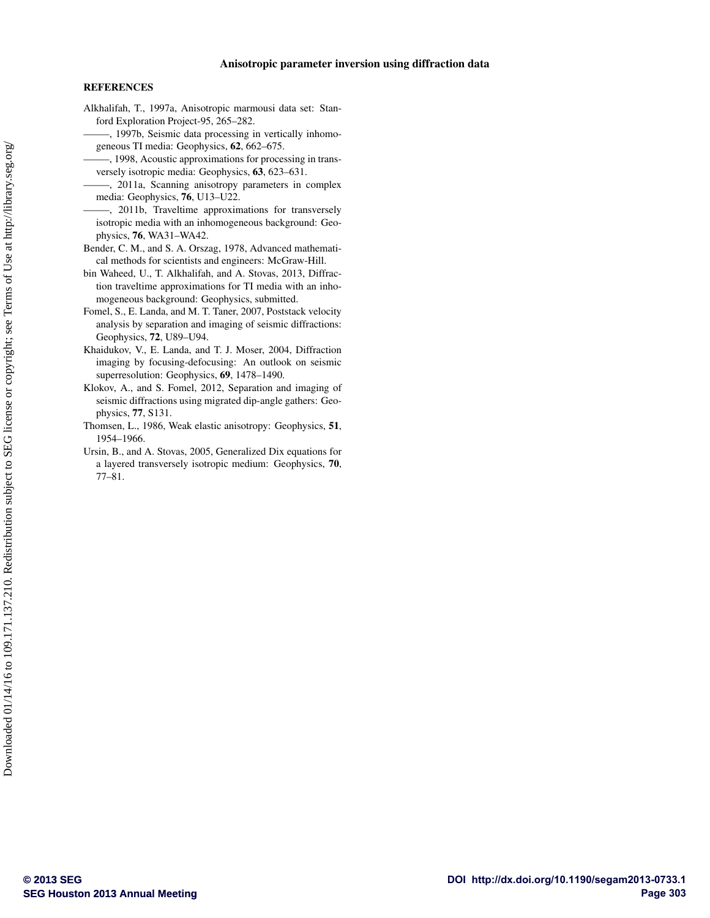## REFERENCES

Alkhalifah, T., 1997a, Anisotropic marmousi data set: Stanford Exploration Project-95, 265–282.

———, 1997b, Seismic data processing in vertically inhomogeneous TI media: Geophysics, **62**, 662–675.

———, 1998, Acoustic approximations for processing in transversely isotropic media: Geophysics, **63**, 623–631.

———, 2011a, Scanning anisotropy parameters in complex media: Geophysics, **76**, U13–U22.

———, 2011b, Traveltime approximations for transversely isotropic media with an inhomogeneous background: Geophysics, **76**, WA31–WA42.

Bender, C. M., and S. A. Orszag, 1978, Advanced mathematical methods for scientists and engineers: McGraw-Hill.

bin Waheed, U., T. Alkhalifah, and A. Stovas, 2013, Diffraction traveltime approximations for TI media with an inhomogeneous background: Geophysics, submitted.

Fomel, S., E. Landa, and M. T. Taner, 2007, Poststack velocity analysis by separation and imaging of seismic diffractions: Geophysics, **72**, U89–U94.

Khaidukov, V., E. Landa, and T. J. Moser, 2004, Diffraction imaging by focusing-defocusing: An outlook on seismic superresolution: Geophysics, **69**, 1478–1490.

Klokov, A., and S. Fomel, 2012, Separation and imaging of seismic diffractions using migrated dip-angle gathers: Geophysics, **77**, S131.

Thomsen, L., 1986, Weak elastic anisotropy: Geophysics, **51**, 1954–1966.

Ursin, B., and A. Stovas, 2005, Generalized Dix equations for a layered transversely isotropic medium: Geophysics, **70**, 77–81.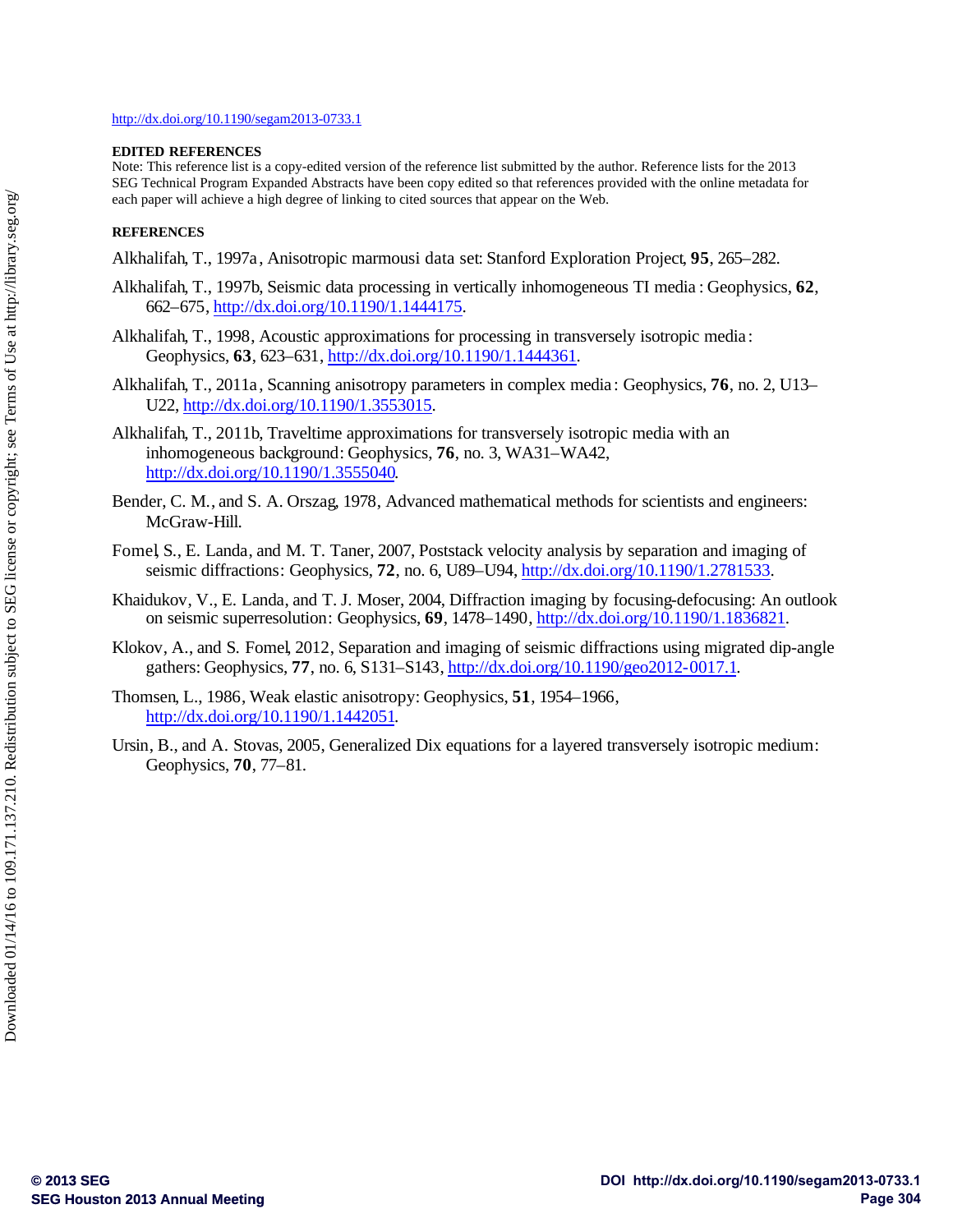http://dx.doi.org/10.1190/segam2013-0733.1

**EDITED REFERENCES**

Note: This reference list is a copy-edited version of the reference list submitted by the author. Reference lists for the 2013 SEG Technical Program Expanded Abstracts have been copy edited so that references provided with the online metadata for each paper will achieve a high degree of linking to cited sources that appear on the Web.

**REFERENCES**

Alkhalifah, T., 1997a, Anisotropic marmousi data set: Stanford Exploration Project, **95**, 265–282.

Alkhalifah, T., 1997b, Seismic data processing in vertically inhomogeneous TI media: Geophysics, **62**, 662–675, http://dx.doi.org/10.1190/1.1444175.

Alkhalifah, T., 1998, Acoustic approximations for processing in transversely isotropic media: Geophysics, **63**, 623–631, http://dx.doi.org/10.1190/1.1444361.

Alkhalifah, T., 2011a, Scanning anisotropy parameters in complex media: Geophysics, **76**, no. 2, U13–U22, http://dx.doi.org/10.1190/1.3553015.

Alkhalifah, T., 2011b, Traveltime approximations for transversely isotropic media with an inhomogeneous background: Geophysics, **76**, no. 3, WA31–WA42, http://dx.doi.org/10.1190/1.3555040.

Bender, C. M., and S. A. Orszag, 1978, Advanced mathematical methods for scientists and engineers: McGraw-Hill.

Fomel, S., E. Landa, and M. T. Taner, 2007, Poststack velocity analysis by separation and imaging of seismic diffractions: Geophysics, **72**, no. 6, U89–U94, http://dx.doi.org/10.1190/1.2781533.

Khaidukov, V., E. Landa, and T. J. Moser, 2004, Diffraction imaging by focusing-defocusing: An outlook on seismic superresolution: Geophysics, **69**, 1478–1490, http://dx.doi.org/10.1190/1.1836821.

Klokov, A., and S. Fomel, 2012, Separation and imaging of seismic diffractions using migrated dip-angle gathers: Geophysics, **77**, no. 6, S131–S143, http://dx.doi.org/10.1190/geo2012-0017.1.

Thomsen, L., 1986, Weak elastic anisotropy: Geophysics, **51**, 1954–1966, http://dx.doi.org/10.1190/1.1442051.

Ursin, B., and A. Stovas, 2005, Generalized Dix equations for a layered transversely isotropic medium: Geophysics, **70**, 77–81.